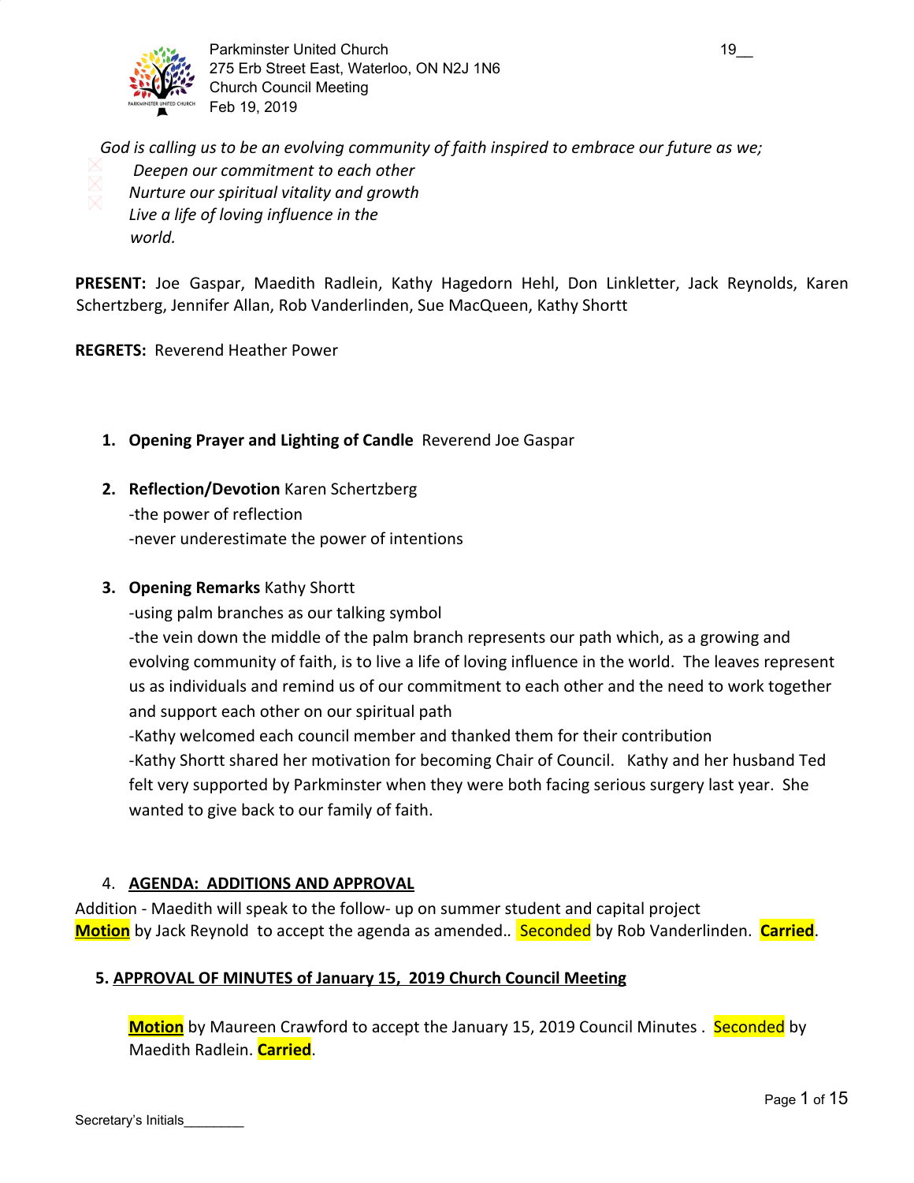Parkminster United Church
275 Erb Street East, Waterloo, ON N2J 1N6
Church Council Meeting
Feb 19, 2019

*God is calling us to be an evolving community of faith inspired to embrace our future as we;*
*Deepen our commitment to each other*
*Nurture our spiritual vitality and growth*
*Live a life of loving influence in the world.*

**PRESENT:** Joe Gaspar, Maedith Radlein, Kathy Hagedorn Hehl, Don Linkletter, Jack Reynolds, Karen Schertzberg, Jennifer Allan, Rob Vanderlinden, Sue MacQueen, Kathy Shortt

**REGRETS:** Reverend Heather Power

1. **Opening Prayer and Lighting of Candle** Reverend Joe Gaspar

2. **Reflection/Devotion** Karen Schertzberg
   -the power of reflection
   -never underestimate the power of intentions

3. **Opening Remarks** Kathy Shortt
   -using palm branches as our talking symbol
   -the vein down the middle of the palm branch represents our path which, as a growing and evolving community of faith, is to live a life of loving influence in the world. The leaves represent us as individuals and remind us of our commitment to each other and the need to work together and support each other on our spiritual path
   -Kathy welcomed each council member and thanked them for their contribution
   -Kathy Shortt shared her motivation for becoming Chair of Council. Kathy and her husband Ted felt very supported by Parkminster when they were both facing serious surgery last year. She wanted to give back to our family of faith.

4. **AGENDA: ADDITIONS AND APPROVAL**

Addition - Maedith will speak to the follow- up on summer student and capital project
**Motion** by Jack Reynold to accept the agenda as amended.. Seconded by Rob Vanderlinden. **Carried**.

5. **APPROVAL OF MINUTES of January 15, 2019 Church Council Meeting**

**Motion** by Maureen Crawford to accept the January 15, 2019 Council Minutes . Seconded by Maedith Radlein. **Carried**.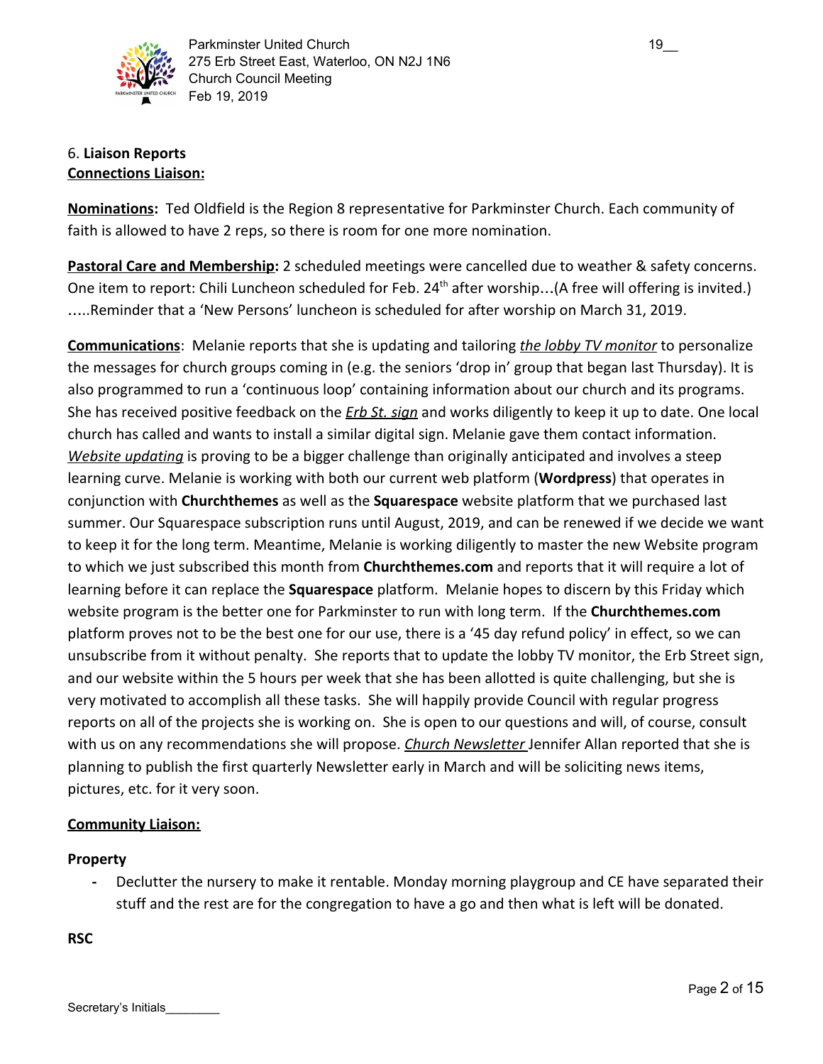6. **Liaison Reports**

**Connections Liaison:**

**Nominations:** Ted Oldfield is the Region 8 representative for Parkminster Church. Each community of faith is allowed to have 2 reps, so there is room for one more nomination.

**Pastoral Care and Membership:** 2 scheduled meetings were cancelled due to weather & safety concerns. One item to report: Chili Luncheon scheduled for Feb. 24th after worship…(A free will offering is invited.) …..Reminder that a 'New Persons' luncheon is scheduled for after worship on March 31, 2019.

**Communications**: Melanie reports that she is updating and tailoring *the lobby TV monitor* to personalize the messages for church groups coming in (e.g. the seniors 'drop in' group that began last Thursday). It is also programmed to run a 'continuous loop' containing information about our church and its programs. She has received positive feedback on the *Erb St. sign* and works diligently to keep it up to date. One local church has called and wants to install a similar digital sign. Melanie gave them contact information. *Website updating* is proving to be a bigger challenge than originally anticipated and involves a steep learning curve. Melanie is working with both our current web platform (**Wordpress**) that operates in conjunction with **Churchthemes** as well as the **Squarespace** website platform that we purchased last summer. Our Squarespace subscription runs until August, 2019, and can be renewed if we decide we want to keep it for the long term. Meantime, Melanie is working diligently to master the new Website program to which we just subscribed this month from **Churchthemes.com** and reports that it will require a lot of learning before it can replace the **Squarespace** platform. Melanie hopes to discern by this Friday which website program is the better one for Parkminster to run with long term. If the **Churchthemes.com** platform proves not to be the best one for our use, there is a '45 day refund policy' in effect, so we can unsubscribe from it without penalty. She reports that to update the lobby TV monitor, the Erb Street sign, and our website within the 5 hours per week that she has been allotted is quite challenging, but she is very motivated to accomplish all these tasks. She will happily provide Council with regular progress reports on all of the projects she is working on. She is open to our questions and will, of course, consult with us on any recommendations she will propose. *Church Newsletter* Jennifer Allan reported that she is planning to publish the first quarterly Newsletter early in March and will be soliciting news items, pictures, etc. for it very soon.

**Community Liaison:**

**Property**

- Declutter the nursery to make it rentable. Monday morning playgroup and CE have separated their stuff and the rest are for the congregation to have a go and then what is left will be donated.

**RSC**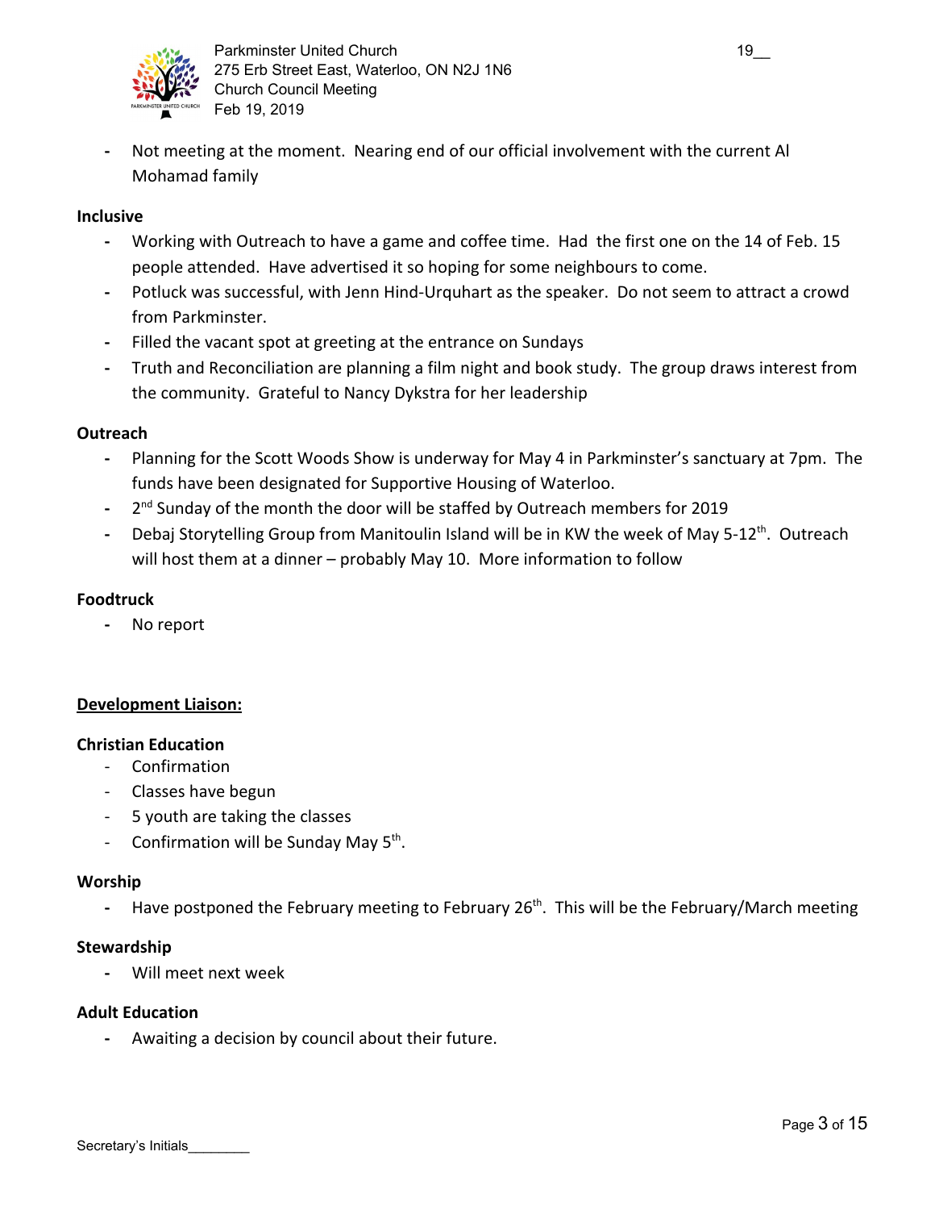- Not meeting at the moment. Nearing end of our official involvement with the current Al Mohamad family

**Inclusive**

- Working with Outreach to have a game and coffee time. Had the first one on the 14 of Feb. 15 people attended. Have advertised it so hoping for some neighbours to come.
- Potluck was successful, with Jenn Hind-Urquhart as the speaker. Do not seem to attract a crowd from Parkminster.
- Filled the vacant spot at greeting at the entrance on Sundays
- Truth and Reconciliation are planning a film night and book study. The group draws interest from the community. Grateful to Nancy Dykstra for her leadership

**Outreach**

- Planning for the Scott Woods Show is underway for May 4 in Parkminster's sanctuary at 7pm. The funds have been designated for Supportive Housing of Waterloo.
- 2nd Sunday of the month the door will be staffed by Outreach members for 2019
- Debaj Storytelling Group from Manitoulin Island will be in KW the week of May 5-12th. Outreach will host them at a dinner – probably May 10. More information to follow

**Foodtruck**

- No report

<u>**Development Liaison:**</u>

**Christian Education**

- Confirmation
- Classes have begun
- 5 youth are taking the classes
- Confirmation will be Sunday May 5th.

**Worship**

- Have postponed the February meeting to February 26th. This will be the February/March meeting

**Stewardship**

- Will meet next week

**Adult Education**

- Awaiting a decision by council about their future.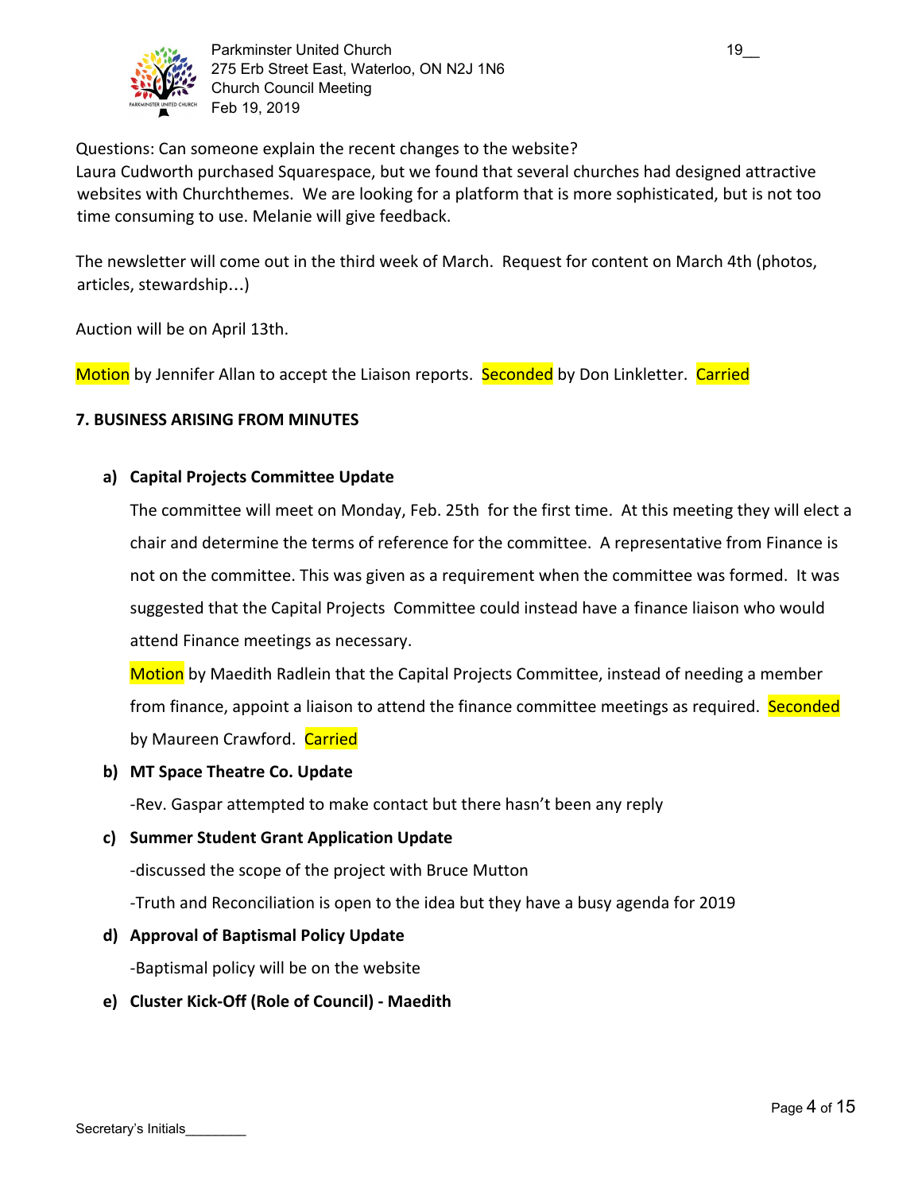Questions: Can someone explain the recent changes to the website?
Laura Cudworth purchased Squarespace, but we found that several churches had designed attractive websites with Churchthemes. We are looking for a platform that is more sophisticated, but is not too time consuming to use. Melanie will give feedback.

The newsletter will come out in the third week of March. Request for content on March 4th (photos, articles, stewardship…)

Auction will be on April 13th.

Motion by Jennifer Allan to accept the Liaison reports. Seconded by Don Linkletter. Carried

**7. BUSINESS ARISING FROM MINUTES**

**a) Capital Projects Committee Update**

The committee will meet on Monday, Feb. 25th for the first time. At this meeting they will elect a chair and determine the terms of reference for the committee. A representative from Finance is not on the committee. This was given as a requirement when the committee was formed. It was suggested that the Capital Projects Committee could instead have a finance liaison who would attend Finance meetings as necessary.

Motion by Maedith Radlein that the Capital Projects Committee, instead of needing a member from finance, appoint a liaison to attend the finance committee meetings as required. Seconded by Maureen Crawford. Carried

**b) MT Space Theatre Co. Update**

-Rev. Gaspar attempted to make contact but there hasn't been any reply

**c) Summer Student Grant Application Update**

-discussed the scope of the project with Bruce Mutton

-Truth and Reconciliation is open to the idea but they have a busy agenda for 2019

**d) Approval of Baptismal Policy Update**

-Baptismal policy will be on the website

**e) Cluster Kick-Off (Role of Council) - Maedith**

Secretary's Initials________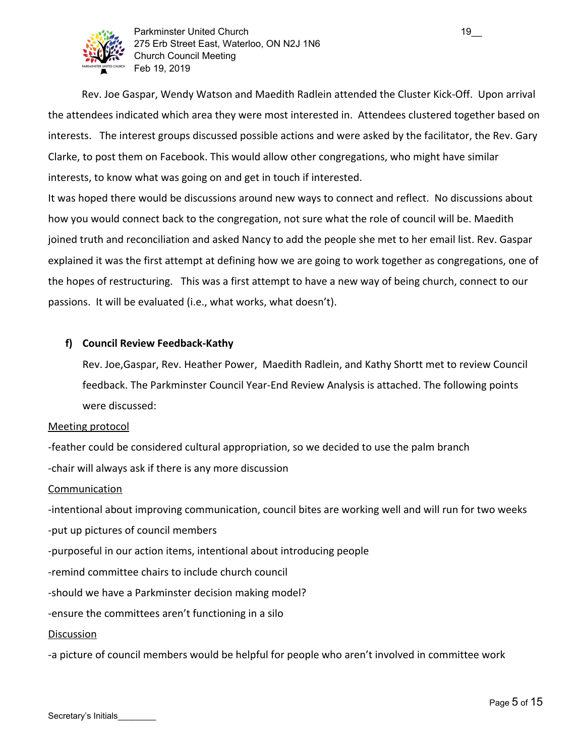Rev. Joe Gaspar, Wendy Watson and Maedith Radlein attended the Cluster Kick-Off. Upon arrival the attendees indicated which area they were most interested in. Attendees clustered together based on interests. The interest groups discussed possible actions and were asked by the facilitator, the Rev. Gary Clarke, to post them on Facebook. This would allow other congregations, who might have similar interests, to know what was going on and get in touch if interested.

It was hoped there would be discussions around new ways to connect and reflect. No discussions about how you would connect back to the congregation, not sure what the role of council will be. Maedith joined truth and reconciliation and asked Nancy to add the people she met to her email list. Rev. Gaspar explained it was the first attempt at defining how we are going to work together as congregations, one of the hopes of restructuring. This was a first attempt to have a new way of being church, connect to our passions. It will be evaluated (i.e., what works, what doesn't).

**f) Council Review Feedback-Kathy**

Rev. Joe,Gaspar, Rev. Heather Power, Maedith Radlein, and Kathy Shortt met to review Council feedback. The Parkminster Council Year-End Review Analysis is attached. The following points were discussed:

<u>Meeting protocol</u>

-feather could be considered cultural appropriation, so we decided to use the palm branch

-chair will always ask if there is any more discussion

<u>Communication</u>

-intentional about improving communication, council bites are working well and will run for two weeks

-put up pictures of council members

-purposeful in our action items, intentional about introducing people

-remind committee chairs to include church council

-should we have a Parkminster decision making model?

-ensure the committees aren't functioning in a silo

<u>Discussion</u>

-a picture of council members would be helpful for people who aren't involved in committee work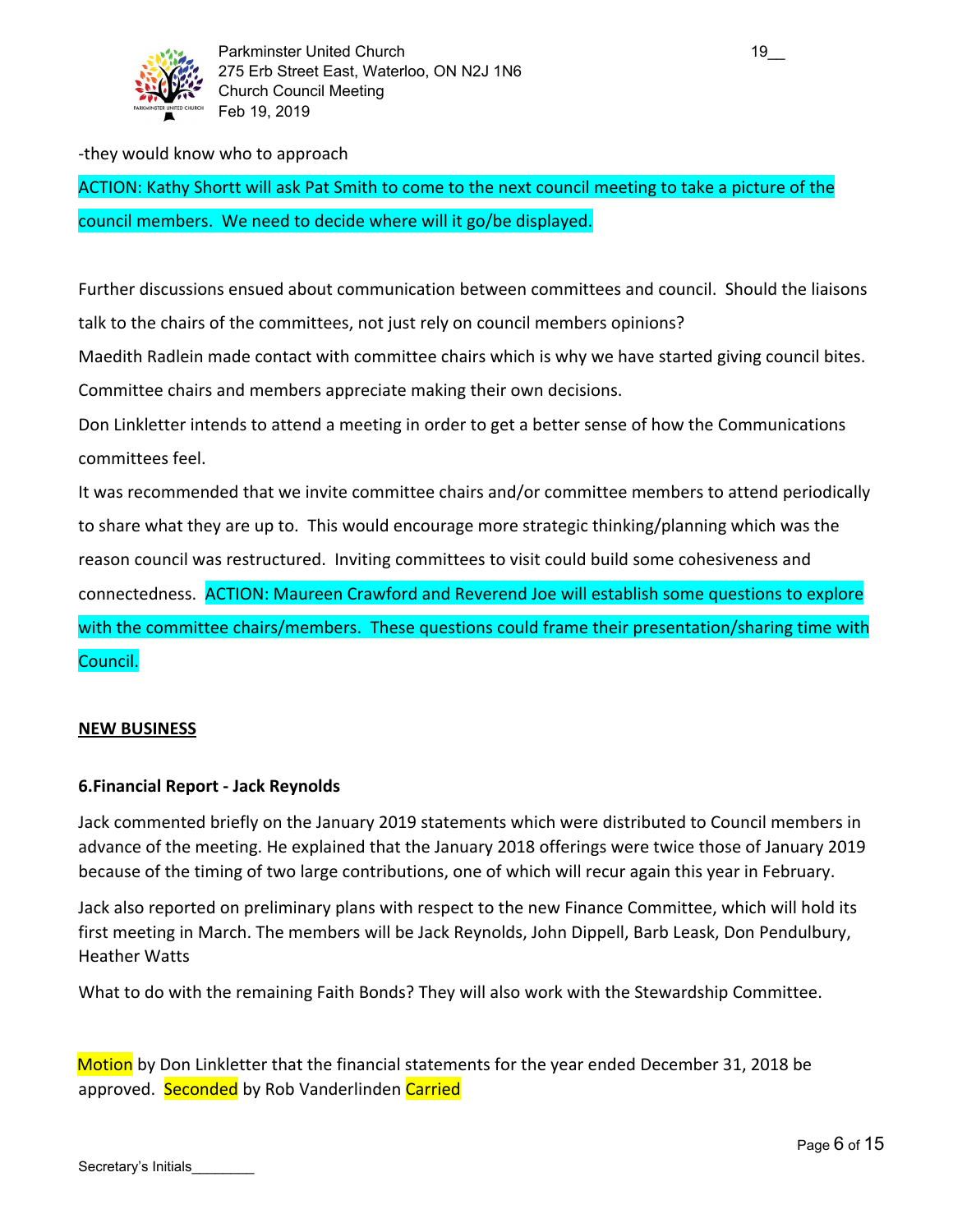-they would know who to approach

ACTION: Kathy Shortt will ask Pat Smith to come to the next council meeting to take a picture of the council members. We need to decide where will it go/be displayed.

Further discussions ensued about communication between committees and council. Should the liaisons talk to the chairs of the committees, not just rely on council members opinions?

Maedith Radlein made contact with committee chairs which is why we have started giving council bites. Committee chairs and members appreciate making their own decisions.

Don Linkletter intends to attend a meeting in order to get a better sense of how the Communications committees feel.

It was recommended that we invite committee chairs and/or committee members to attend periodically to share what they are up to. This would encourage more strategic thinking/planning which was the reason council was restructured. Inviting committees to visit could build some cohesiveness and connectedness. ACTION: Maureen Crawford and Reverend Joe will establish some questions to explore with the committee chairs/members. These questions could frame their presentation/sharing time with Council.

**NEW BUSINESS**

**6.Financial Report - Jack Reynolds**

Jack commented briefly on the January 2019 statements which were distributed to Council members in advance of the meeting. He explained that the January 2018 offerings were twice those of January 2019 because of the timing of two large contributions, one of which will recur again this year in February.

Jack also reported on preliminary plans with respect to the new Finance Committee, which will hold its first meeting in March. The members will be Jack Reynolds, John Dippell, Barb Leask, Don Pendulbury, Heather Watts

What to do with the remaining Faith Bonds? They will also work with the Stewardship Committee.

Motion by Don Linkletter that the financial statements for the year ended December 31, 2018 be approved. Seconded by Rob Vanderlinden Carried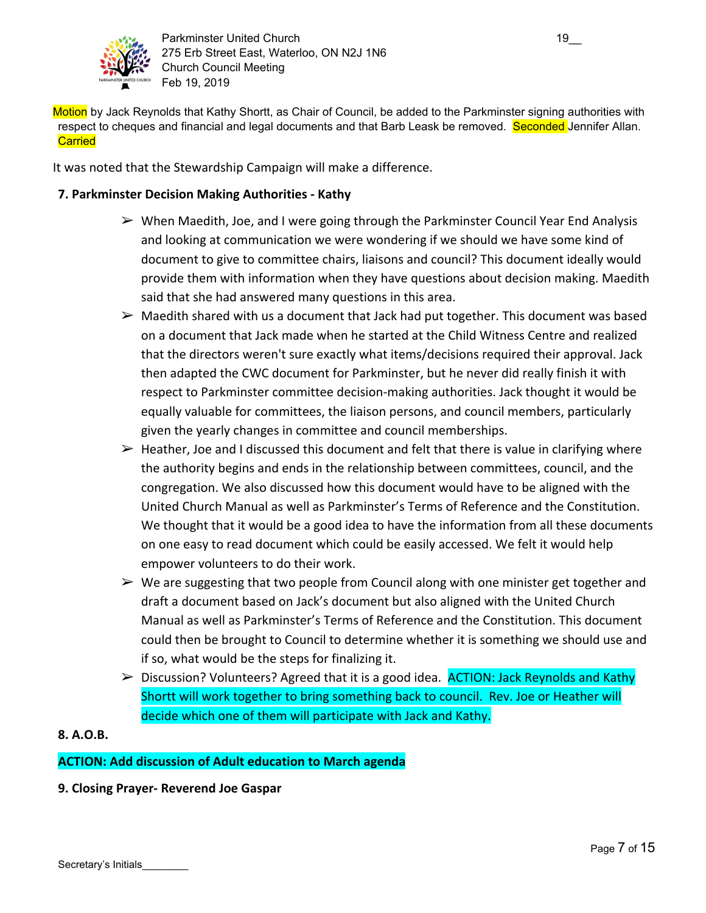Motion by Jack Reynolds that Kathy Shortt, as Chair of Council, be added to the Parkminster signing authorities with respect to cheques and financial and legal documents and that Barb Leask be removed. Seconded Jennifer Allan. Carried

It was noted that the Stewardship Campaign will make a difference.

**7. Parkminster Decision Making Authorities - Kathy**

- When Maedith, Joe, and I were going through the Parkminster Council Year End Analysis and looking at communication we were wondering if we should we have some kind of document to give to committee chairs, liaisons and council? This document ideally would provide them with information when they have questions about decision making. Maedith said that she had answered many questions in this area.
- Maedith shared with us a document that Jack had put together. This document was based on a document that Jack made when he started at the Child Witness Centre and realized that the directors weren't sure exactly what items/decisions required their approval. Jack then adapted the CWC document for Parkminster, but he never did really finish it with respect to Parkminster committee decision-making authorities. Jack thought it would be equally valuable for committees, the liaison persons, and council members, particularly given the yearly changes in committee and council memberships.
- Heather, Joe and I discussed this document and felt that there is value in clarifying where the authority begins and ends in the relationship between committees, council, and the congregation. We also discussed how this document would have to be aligned with the United Church Manual as well as Parkminster's Terms of Reference and the Constitution. We thought that it would be a good idea to have the information from all these documents on one easy to read document which could be easily accessed. We felt it would help empower volunteers to do their work.
- We are suggesting that two people from Council along with one minister get together and draft a document based on Jack's document but also aligned with the United Church Manual as well as Parkminster's Terms of Reference and the Constitution. This document could then be brought to Council to determine whether it is something we should use and if so, what would be the steps for finalizing it.
- Discussion? Volunteers? Agreed that it is a good idea. ACTION: Jack Reynolds and Kathy Shortt will work together to bring something back to council. Rev. Joe or Heather will decide which one of them will participate with Jack and Kathy.

**8. A.O.B.**

**ACTION: Add discussion of Adult education to March agenda**

**9. Closing Prayer- Reverend Joe Gaspar**

Secretary's Initials________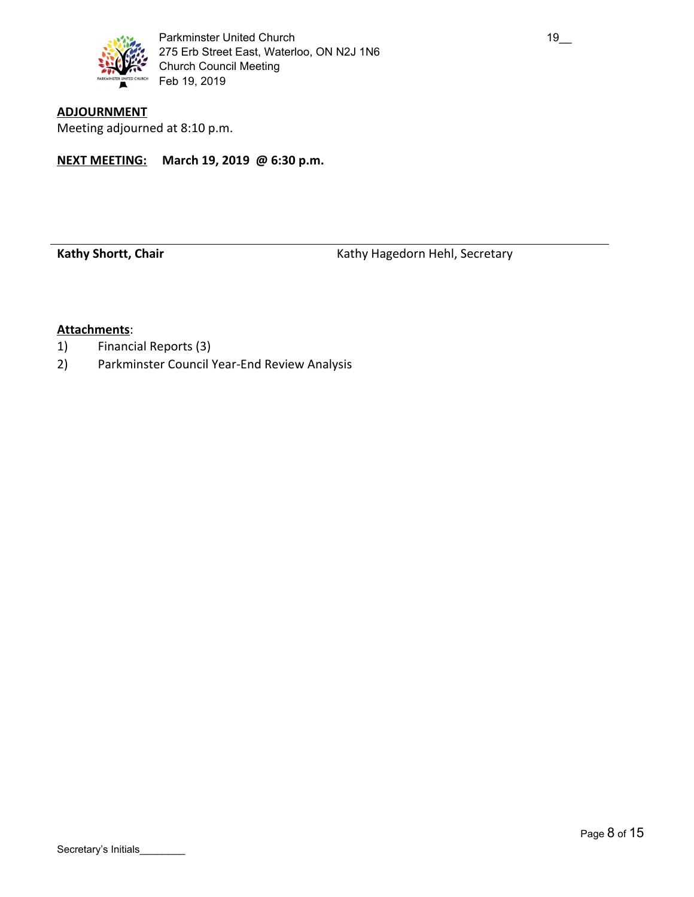**ADJOURNMENT**

Meeting adjourned at 8:10 p.m.

**NEXT MEETING:** **March 19, 2019 @ 6:30 p.m.**

| **Kathy Shortt, Chair** | Kathy Hagedorn Hehl, Secretary |
|---|---|

**Attachments**:

1) Financial Reports (3)
2) Parkminster Council Year-End Review Analysis

Secretary's Initials________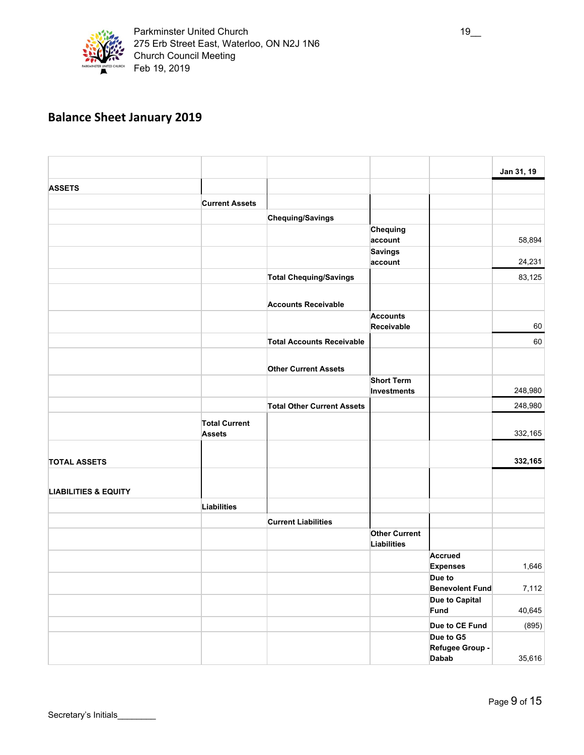Parkminster United Church
275 Erb Street East, Waterloo, ON N2J 1N6
Church Council Meeting
Feb 19, 2019

19__

## Balance Sheet January 2019

| | | | | | Jan 31, 19 |
|---|---|---|---|---|---|
| **ASSETS** | | | | | |
| | **Current Assets** | | | | |
| | | **Chequing/Savings** | | | |
| | | | **Chequing account** | | 58,894 |
| | | | **Savings account** | | 24,231 |
| | | **Total Chequing/Savings** | | | 83,125 |
| | | **Accounts Receivable** | | | |
| | | | **Accounts Receivable** | | 60 |
| | | **Total Accounts Receivable** | | | 60 |
| | | **Other Current Assets** | | | |
| | | | **Short Term Investments** | | 248,980 |
| | | **Total Other Current Assets** | | | 248,980 |
| | **Total Current Assets** | | | | 332,165 |
| **TOTAL ASSETS** | | | | | **332,165** |
| **LIABILITIES & EQUITY** | | | | | |
| | **Liabilities** | | | | |
| | | **Current Liabilities** | | | |
| | | | **Other Current Liabilities** | | |
| | | | | **Accrued Expenses** | 1,646 |
| | | | | **Due to Benevolent Fund** | 7,112 |
| | | | | **Due to Capital Fund** | 40,645 |
| | | | | **Due to CE Fund** | (895) |
| | | | | **Due to G5 Refugee Group - Dabab** | 35,616 |

Secretary's Initials________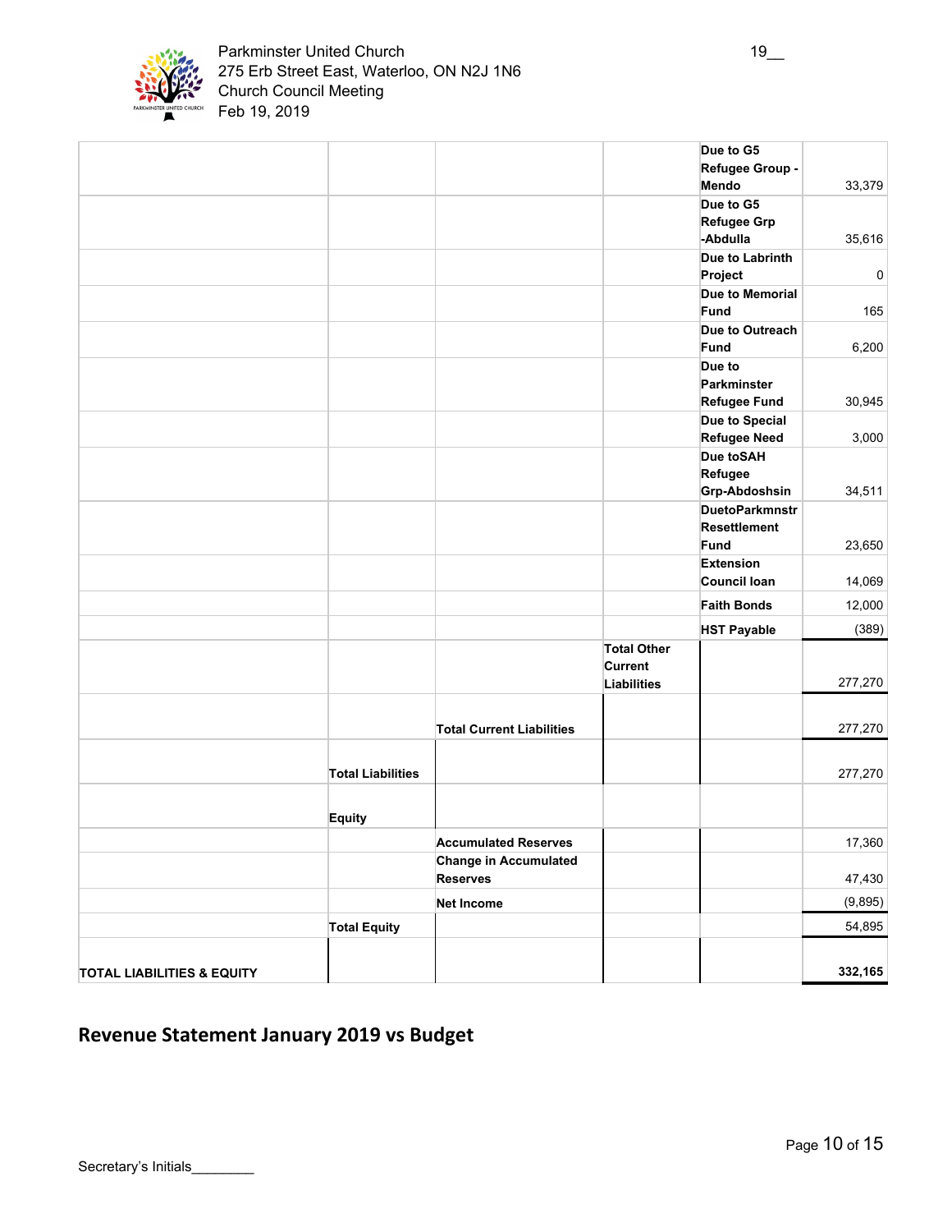| | | | | | |
|---|---|---|---|---|---|
| | | | | Due to G5 Refugee Group - Mendo | 33,379 |
| | | | | Due to G5 Refugee Grp -Abdulla | 35,616 |
| | | | | Due to Labrinth Project | 0 |
| | | | | Due to Memorial Fund | 165 |
| | | | | Due to Outreach Fund | 6,200 |
| | | | | Due to Parkminster Refugee Fund | 30,945 |
| | | | | Due to Special Refugee Need | 3,000 |
| | | | | Due toSAH Refugee Grp-Abdoshsin | 34,511 |
| | | | | DuetoParkmnstr Resettlement Fund | 23,650 |
| | | | | Extension Council loan | 14,069 |
| | | | | Faith Bonds | 12,000 |
| | | | | HST Payable | (389) |
| | | | Total Other Current Liabilities | | 277,270 |
| | | Total Current Liabilities | | | 277,270 |
| | Total Liabilities | | | | 277,270 |
| | Equity | | | | |
| | | Accumulated Reserves | | | 17,360 |
| | | Change in Accumulated Reserves | | | 47,430 |
| | | Net Income | | | (9,895) |
| | Total Equity | | | | 54,895 |
| TOTAL LIABILITIES & EQUITY | | | | | 332,165 |

## Revenue Statement January 2019 vs Budget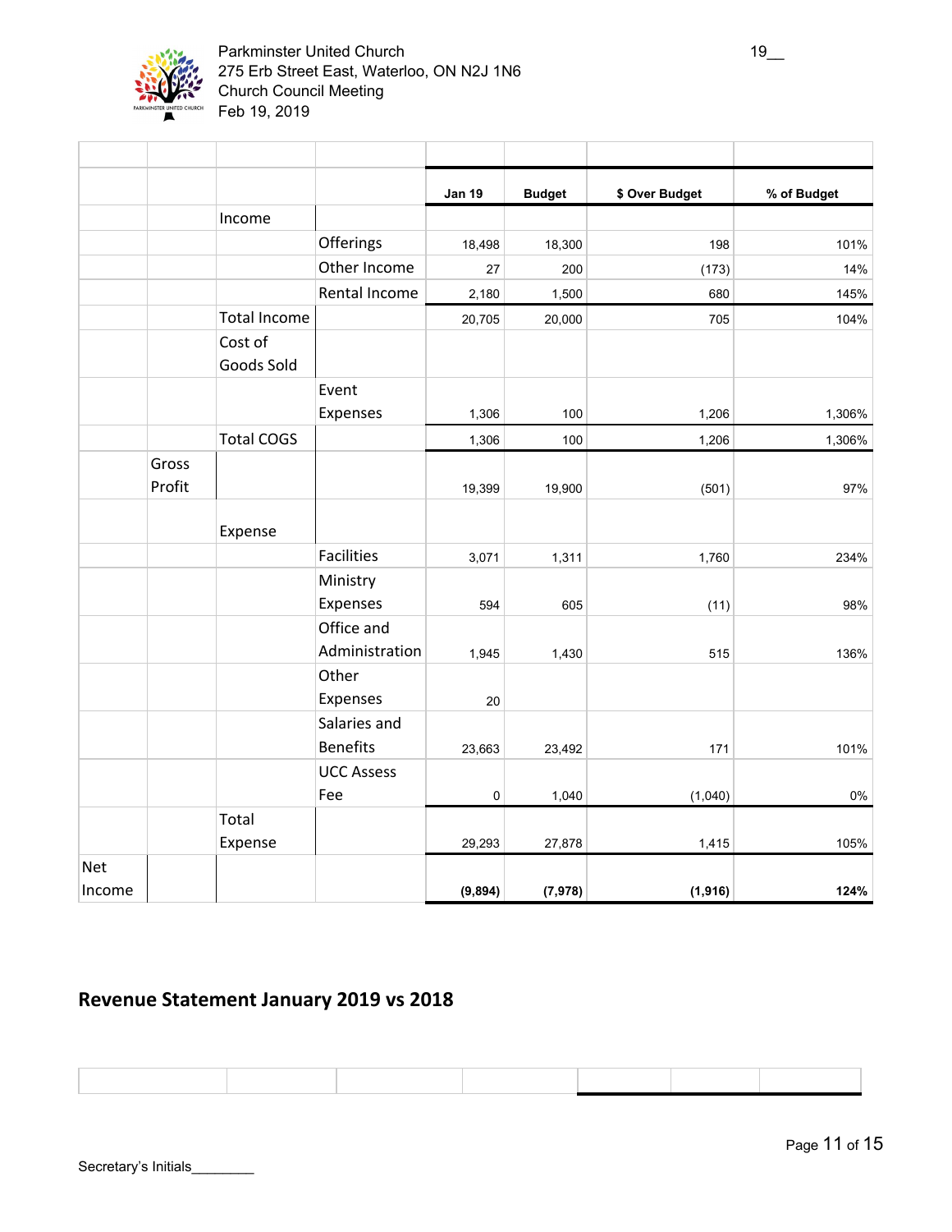Parkminster United Church
275 Erb Street East, Waterloo, ON N2J 1N6
Church Council Meeting
Feb 19, 2019

| | | | | Jan 19 | Budget | $ Over Budget | % of Budget |
|---|---|---|---|---|---|---|---|
| | | Income | | | | | |
| | | | Offerings | 18,498 | 18,300 | 198 | 101% |
| | | | Other Income | 27 | 200 | (173) | 14% |
| | | | Rental Income | 2,180 | 1,500 | 680 | 145% |
| | | Total Income | | 20,705 | 20,000 | 705 | 104% |
| | | Cost of Goods Sold | | | | | |
| | | | Event Expenses | 1,306 | 100 | 1,206 | 1,306% |
| | | Total COGS | | 1,306 | 100 | 1,206 | 1,306% |
| | Gross Profit | | | 19,399 | 19,900 | (501) | 97% |
| | | Expense | | | | | |
| | | | Facilities | 3,071 | 1,311 | 1,760 | 234% |
| | | | Ministry Expenses | 594 | 605 | (11) | 98% |
| | | | Office and Administration | 1,945 | 1,430 | 515 | 136% |
| | | | Other Expenses | 20 | | | |
| | | | Salaries and Benefits | 23,663 | 23,492 | 171 | 101% |
| | | | UCC Assess Fee | 0 | 1,040 | (1,040) | 0% |
| | | Total Expense | | 29,293 | 27,878 | 1,415 | 105% |
| Net Income | | | | **(9,894)** | **(7,978)** | **(1,916)** | **124%** |

## Revenue Statement January 2019 vs 2018

Secretary's Initials________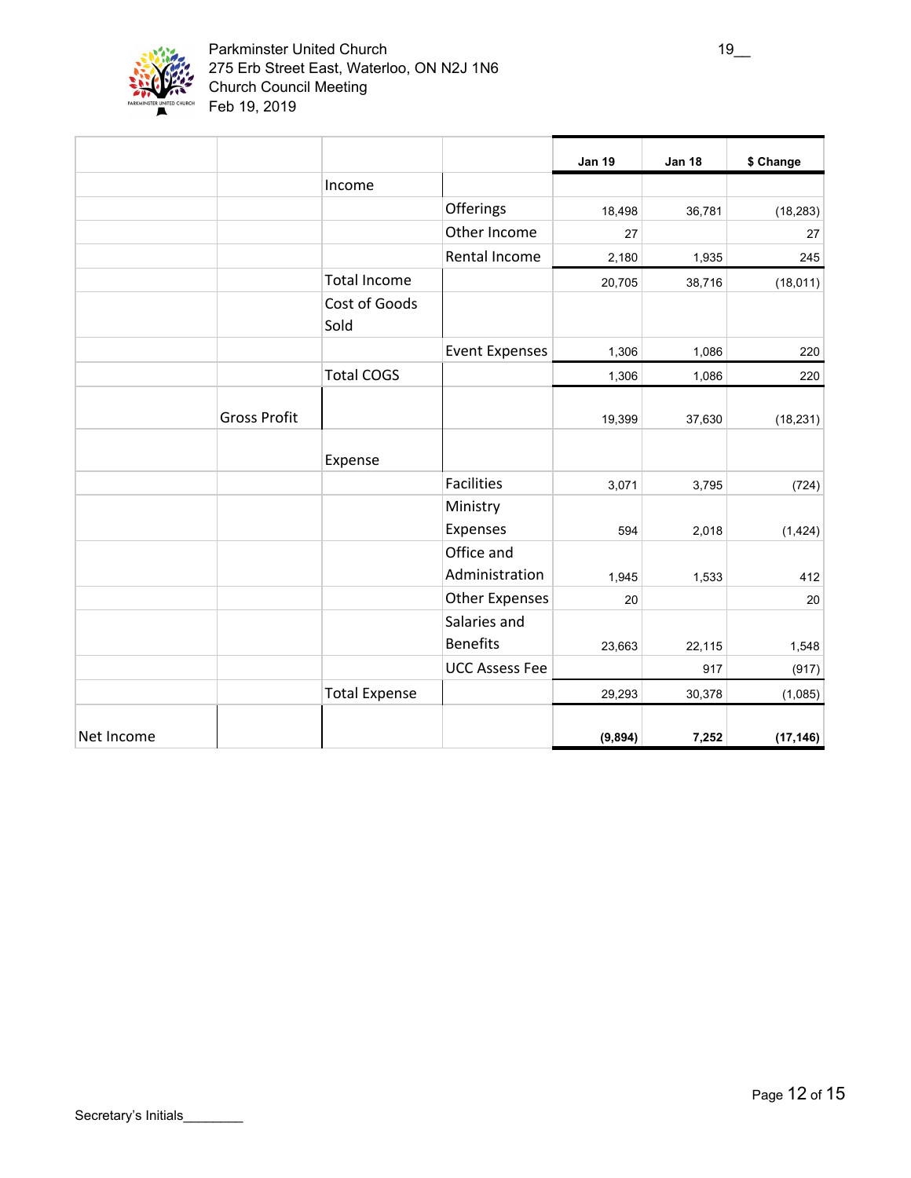Parkminster United Church
275 Erb Street East, Waterloo, ON N2J 1N6
Church Council Meeting
Feb 19, 2019

19__

| | | | | Jan 19 | Jan 18 | $ Change |
|---|---|---|---|---|---|---|
| | | Income | | | | |
| | | | Offerings | 18,498 | 36,781 | (18,283) |
| | | | Other Income | 27 | | 27 |
| | | | Rental Income | 2,180 | 1,935 | 245 |
| | | Total Income | | 20,705 | 38,716 | (18,011) |
| | | Cost of Goods Sold | | | | |
| | | | Event Expenses | 1,306 | 1,086 | 220 |
| | | Total COGS | | 1,306 | 1,086 | 220 |
| | Gross Profit | | | 19,399 | 37,630 | (18,231) |
| | | Expense | | | | |
| | | | Facilities | 3,071 | 3,795 | (724) |
| | | | Ministry Expenses | 594 | 2,018 | (1,424) |
| | | | Office and Administration | 1,945 | 1,533 | 412 |
| | | | Other Expenses | 20 | | 20 |
| | | | Salaries and Benefits | 23,663 | 22,115 | 1,548 |
| | | | UCC Assess Fee | | 917 | (917) |
| | | Total Expense | | 29,293 | 30,378 | (1,085) |
| Net Income | | | | **(9,894)** | **7,252** | **(17,146)** |

Secretary's Initials________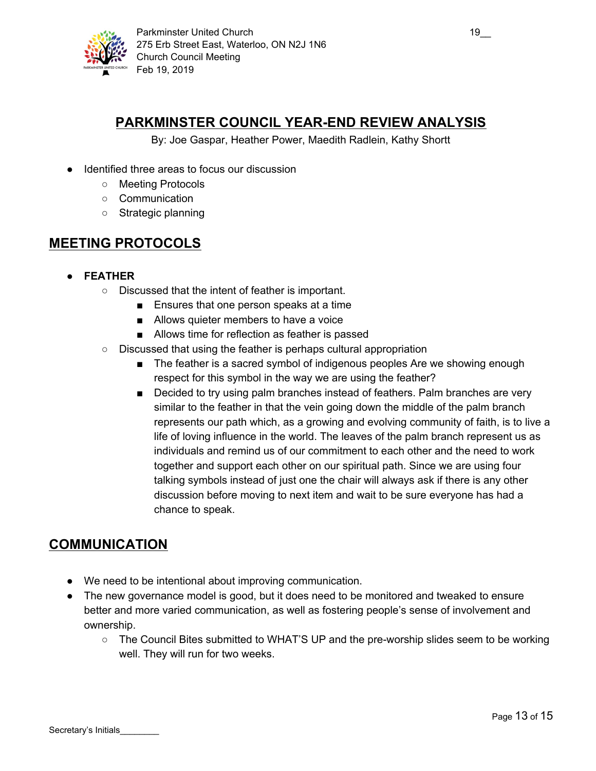# PARKMINSTER COUNCIL YEAR-END REVIEW ANALYSIS

By: Joe Gaspar, Heather Power, Maedith Radlein, Kathy Shortt

- Identified three areas to focus our discussion
  - Meeting Protocols
  - Communication
  - Strategic planning

## MEETING PROTOCOLS

- **FEATHER**
  - Discussed that the intent of feather is important.
    - Ensures that one person speaks at a time
    - Allows quieter members to have a voice
    - Allows time for reflection as feather is passed
  - Discussed that using the feather is perhaps cultural appropriation
    - The feather is a sacred symbol of indigenous peoples Are we showing enough respect for this symbol in the way we are using the feather?
    - Decided to try using palm branches instead of feathers. Palm branches are very similar to the feather in that the vein going down the middle of the palm branch represents our path which, as a growing and evolving community of faith, is to live a life of loving influence in the world. The leaves of the palm branch represent us as individuals and remind us of our commitment to each other and the need to work together and support each other on our spiritual path. Since we are using four talking symbols instead of just one the chair will always ask if there is any other discussion before moving to next item and wait to be sure everyone has had a chance to speak.

## COMMUNICATION

- We need to be intentional about improving communication.
- The new governance model is good, but it does need to be monitored and tweaked to ensure better and more varied communication, as well as fostering people's sense of involvement and ownership.
  - The Council Bites submitted to WHAT'S UP and the pre-worship slides seem to be working well. They will run for two weeks.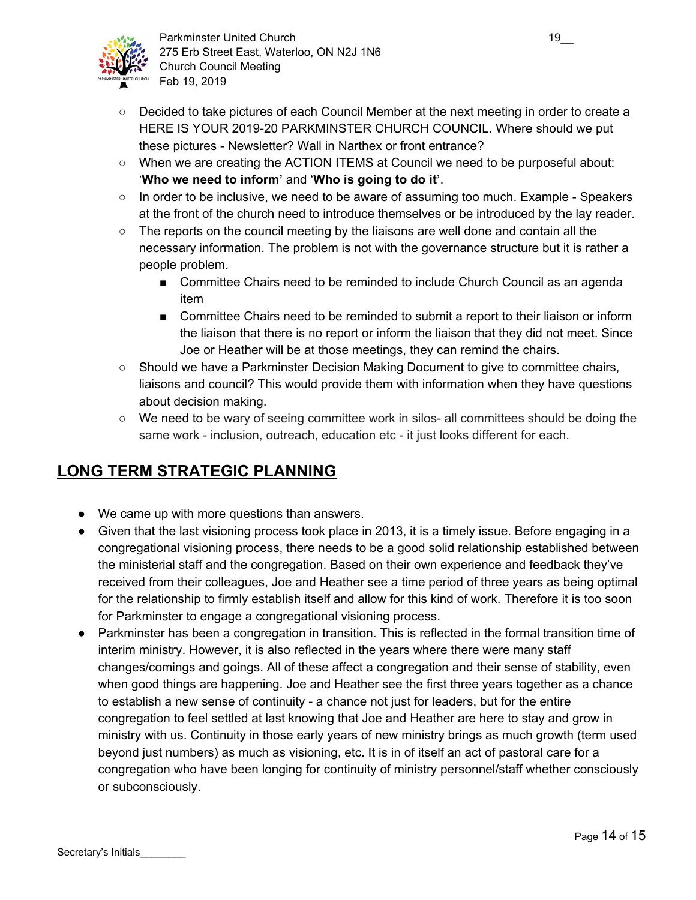- Decided to take pictures of each Council Member at the next meeting in order to create a HERE IS YOUR 2019-20 PARKMINSTER CHURCH COUNCIL. Where should we put these pictures - Newsletter? Wall in Narthex or front entrance?
- When we are creating the ACTION ITEMS at Council we need to be purposeful about: '**Who we need to inform'** and '**Who is going to do it'**.
- In order to be inclusive, we need to be aware of assuming too much. Example - Speakers at the front of the church need to introduce themselves or be introduced by the lay reader.
- The reports on the council meeting by the liaisons are well done and contain all the necessary information. The problem is not with the governance structure but it is rather a people problem.
    - Committee Chairs need to be reminded to include Church Council as an agenda item
    - Committee Chairs need to be reminded to submit a report to their liaison or inform the liaison that there is no report or inform the liaison that they did not meet. Since Joe or Heather will be at those meetings, they can remind the chairs.
- Should we have a Parkminster Decision Making Document to give to committee chairs, liaisons and council? This would provide them with information when they have questions about decision making.
- We need to be wary of seeing committee work in silos- all committees should be doing the same work - inclusion, outreach, education etc - it just looks different for each.

## LONG TERM STRATEGIC PLANNING

- We came up with more questions than answers.
- Given that the last visioning process took place in 2013, it is a timely issue. Before engaging in a congregational visioning process, there needs to be a good solid relationship established between the ministerial staff and the congregation. Based on their own experience and feedback they've received from their colleagues, Joe and Heather see a time period of three years as being optimal for the relationship to firmly establish itself and allow for this kind of work. Therefore it is too soon for Parkminster to engage a congregational visioning process.
- Parkminster has been a congregation in transition. This is reflected in the formal transition time of interim ministry. However, it is also reflected in the years where there were many staff changes/comings and goings. All of these affect a congregation and their sense of stability, even when good things are happening. Joe and Heather see the first three years together as a chance to establish a new sense of continuity - a chance not just for leaders, but for the entire congregation to feel settled at last knowing that Joe and Heather are here to stay and grow in ministry with us. Continuity in those early years of new ministry brings as much growth (term used beyond just numbers) as much as visioning, etc. It is in of itself an act of pastoral care for a congregation who have been longing for continuity of ministry personnel/staff whether consciously or subconsciously.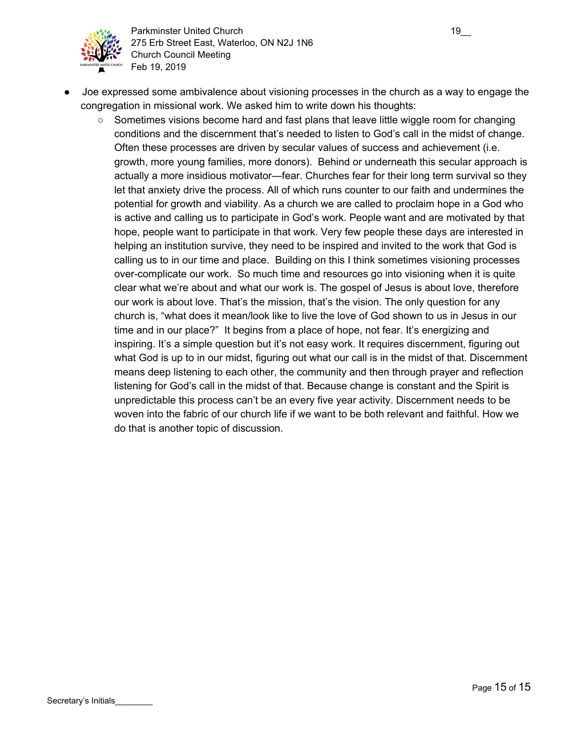- Joe expressed some ambivalence about visioning processes in the church as a way to engage the congregation in missional work. We asked him to write down his thoughts:
  - Sometimes visions become hard and fast plans that leave little wiggle room for changing conditions and the discernment that's needed to listen to God's call in the midst of change. Often these processes are driven by secular values of success and achievement (i.e. growth, more young families, more donors). Behind or underneath this secular approach is actually a more insidious motivator—fear. Churches fear for their long term survival so they let that anxiety drive the process. All of which runs counter to our faith and undermines the potential for growth and viability. As a church we are called to proclaim hope in a God who is active and calling us to participate in God's work. People want and are motivated by that hope, people want to participate in that work. Very few people these days are interested in helping an institution survive, they need to be inspired and invited to the work that God is calling us to in our time and place. Building on this I think sometimes visioning processes over-complicate our work. So much time and resources go into visioning when it is quite clear what we're about and what our work is. The gospel of Jesus is about love, therefore our work is about love. That's the mission, that's the vision. The only question for any church is, "what does it mean/look like to live the love of God shown to us in Jesus in our time and in our place?" It begins from a place of hope, not fear. It's energizing and inspiring. It's a simple question but it's not easy work. It requires discernment, figuring out what God is up to in our midst, figuring out what our call is in the midst of that. Discernment means deep listening to each other, the community and then through prayer and reflection listening for God's call in the midst of that. Because change is constant and the Spirit is unpredictable this process can't be an every five year activity. Discernment needs to be woven into the fabric of our church life if we want to be both relevant and faithful. How we do that is another topic of discussion.

Secretary's Initials________